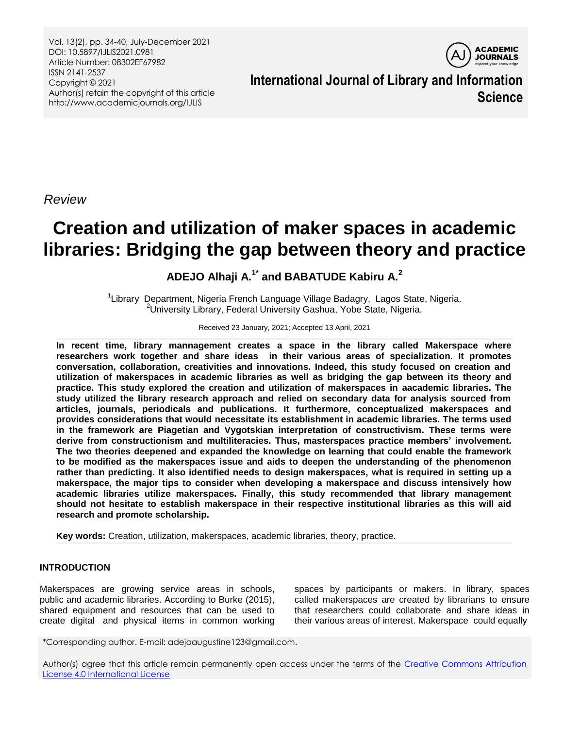*Review*

# Creation and utilization of maker spaces in academic libraries: Bridging the gap between theory and practice

**ADEJO Alhaji A.[1*] and BABATUDE Kabiru A.[2]**

[1]Library Department, Nigeria French Language Village Badagry, Lagos State, Nigeria.
[2]University Library, Federal University Gashua, Yobe State, Nigeria.

Received 23 January, 2021; Accepted 13 April, 2021

**In recent time, library mannagement creates a space in the library called Makerspace where researchers work together and share ideas in their various areas of specialization. It promotes conversation, collaboration, creativities and innovations. Indeed, this study focused on creation and utilization of makerspaces in academic libraries as well as bridging the gap between its theory and practice. This study explored the creation and utilization of makerspaces in aacademic libraries. The study utilized the library research approach and relied on secondary data for analysis sourced from articles, journals, periodicals and publications. It furthermore, conceptualized makerspaces and provides considerations that would necessitate its establishment in academic libraries. The terms used in the framework are Piagetian and Vygotskian interpretation of constructivism. These terms were derive from constructionism and multiliteracies. Thus, masterspaces practice members' involvement. The two theories deepened and expanded the knowledge on learning that could enable the framework to be modified as the makerspaces issue and aids to deepen the understanding of the phenomenon rather than predicting. It also identified needs to design makerspaces, what is required in setting up a makerspace, the major tips to consider when developing a makerspace and discuss intensively how academic libraries utilize makerspaces. Finally, this study recommended that library management should not hesitate to establish makerspace in their respective institutional libraries as this will aid research and promote scholarship.**

**Key words:** Creation, utilization, makerspaces, academic libraries, theory, practice.

## INTRODUCTION

Makerspaces are growing service areas in schools, public and academic libraries. According to Burke (2015), shared equipment and resources that can be used to create digital and physical items in common working spaces by participants or makers. In library, spaces called makerspaces are created by librarians to ensure that researchers could collaborate and share ideas in their various areas of interest. Makerspace could equally

*Corresponding author. E-mail: adejoaugustine123@gmail.com.

Author(s) agree that this article remain permanently open access under the terms of the Creative Commons Attribution License 4.0 International License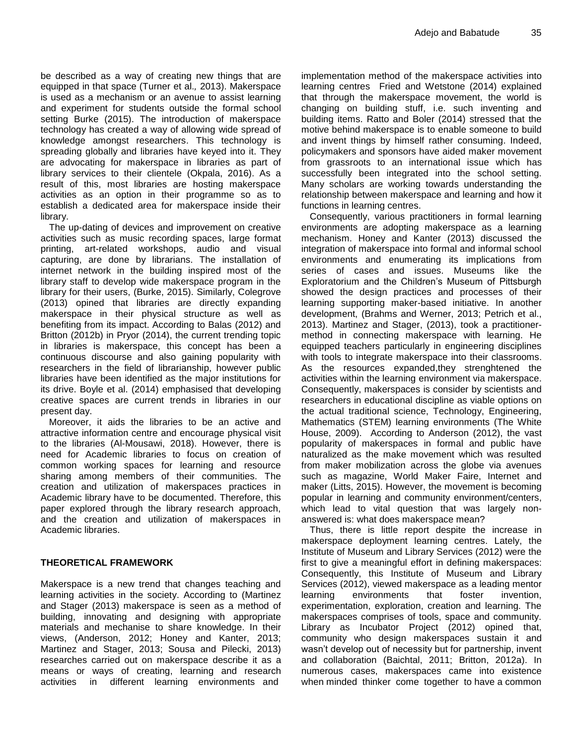be described as a way of creating new things that are equipped in that space (Turner et al., 2013). Makerspace is used as a mechanism or an avenue to assist learning and experiment for students outside the formal school setting Burke (2015). The introduction of makerspace technology has created a way of allowing wide spread of knowledge amongst researchers. This technology is spreading globally and libraries have keyed into it. They are advocating for makerspace in libraries as part of library services to their clientele (Okpala, 2016). As a result of this, most libraries are hosting makerspace activities as an option in their programme so as to establish a dedicated area for makerspace inside their library.

The up-dating of devices and improvement on creative activities such as music recording spaces, large format printing, art-related workshops, audio and visual capturing, are done by librarians. The installation of internet network in the building inspired most of the library staff to develop wide makerspace program in the library for their users, (Burke, 2015). Similarly, Colegrove (2013) opined that libraries are directly expanding makerspace in their physical structure as well as benefiting from its impact. According to Balas (2012) and Britton (2012b) in Pryor (2014), the current trending topic in libraries is makerspace, this concept has been a continuous discourse and also gaining popularity with researchers in the field of librarianship, however public libraries have been identified as the major institutions for its drive. Boyle et al. (2014) emphasised that developing creative spaces are current trends in libraries in our present day.

Moreover, it aids the libraries to be an active and attractive information centre and encourage physical visit to the libraries (Al-Mousawi, 2018). However, there is need for Academic libraries to focus on creation of common working spaces for learning and resource sharing among members of their communities. The creation and utilization of makerspaces practices in Academic library have to be documented. Therefore, this paper explored through the library research approach, and the creation and utilization of makerspaces in Academic libraries.

## THEORETICAL FRAMEWORK

Makerspace is a new trend that changes teaching and learning activities in the society. According to (Martinez and Stager (2013) makerspace is seen as a method of building, innovating and designing with appropriate materials and mechanise to share knowledge. In their views, (Anderson, 2012; Honey and Kanter, 2013; Martinez and Stager, 2013; Sousa and Pilecki, 2013) researches carried out on makerspace describe it as a means or ways of creating, learning and research activities in different learning environments and implementation method of the makerspace activities into learning centres Fried and Wetstone (2014) explained that through the makerspace movement, the world is changing on building stuff, i.e. such inventing and building items. Ratto and Boler (2014) stressed that the motive behind makerspace is to enable someone to build and invent things by himself rather consuming. Indeed, policymakers and sponsors have aided maker movement from grassroots to an international issue which has successfully been integrated into the school setting. Many scholars are working towards understanding the relationship between makerspace and learning and how it functions in learning centres.

Consequently, various practitioners in formal learning environments are adopting makerspace as a learning mechanism. Honey and Kanter (2013) discussed the integration of makerspace into formal and informal school environments and enumerating its implications from series of cases and issues. Museums like the Exploratorium and the Children's Museum of Pittsburgh showed the design practices and processes of their learning supporting maker-based initiative. In another development, (Brahms and Werner, 2013; Petrich et al., 2013). Martinez and Stager, (2013), took a practitioner-method in connecting makerspace with learning. He equipped teachers particularly in engineering disciplines with tools to integrate makerspace into their classrooms. As the resources expanded,they strenghtened the activities within the learning environment via makerspace. Consequently, makerspaces is consider by scientists and researchers in educational discipline as viable options on the actual traditional science, Technology, Engineering, Mathematics (STEM) learning environments (The White House, 2009). According to Anderson (2012), the vast popularity of makerspaces in formal and public have naturalized as the make movement which was resulted from maker mobilization across the globe via avenues such as magazine, World Maker Faire, Internet and maker (Litts, 2015). However, the movement is becoming popular in learning and community environment/centers, which lead to vital question that was largely non-answered is: what does makerspace mean?

Thus, there is little report despite the increase in makerspace deployment learning centres. Lately, the Institute of Museum and Library Services (2012) were the first to give a meaningful effort in defining makerspaces: Consequently, this Institute of Museum and Library Services (2012), viewed makerspace as a leading mentor learning environments that foster invention, experimentation, exploration, creation and learning. The makerspaces comprises of tools, space and community. Library as Incubator Project (2012) opined that, community who design makerspaces sustain it and wasn't develop out of necessity but for partnership, invent and collaboration (Baichtal, 2011; Britton, 2012a). In numerous cases, makerspaces came into existence when minded thinker come together to have a common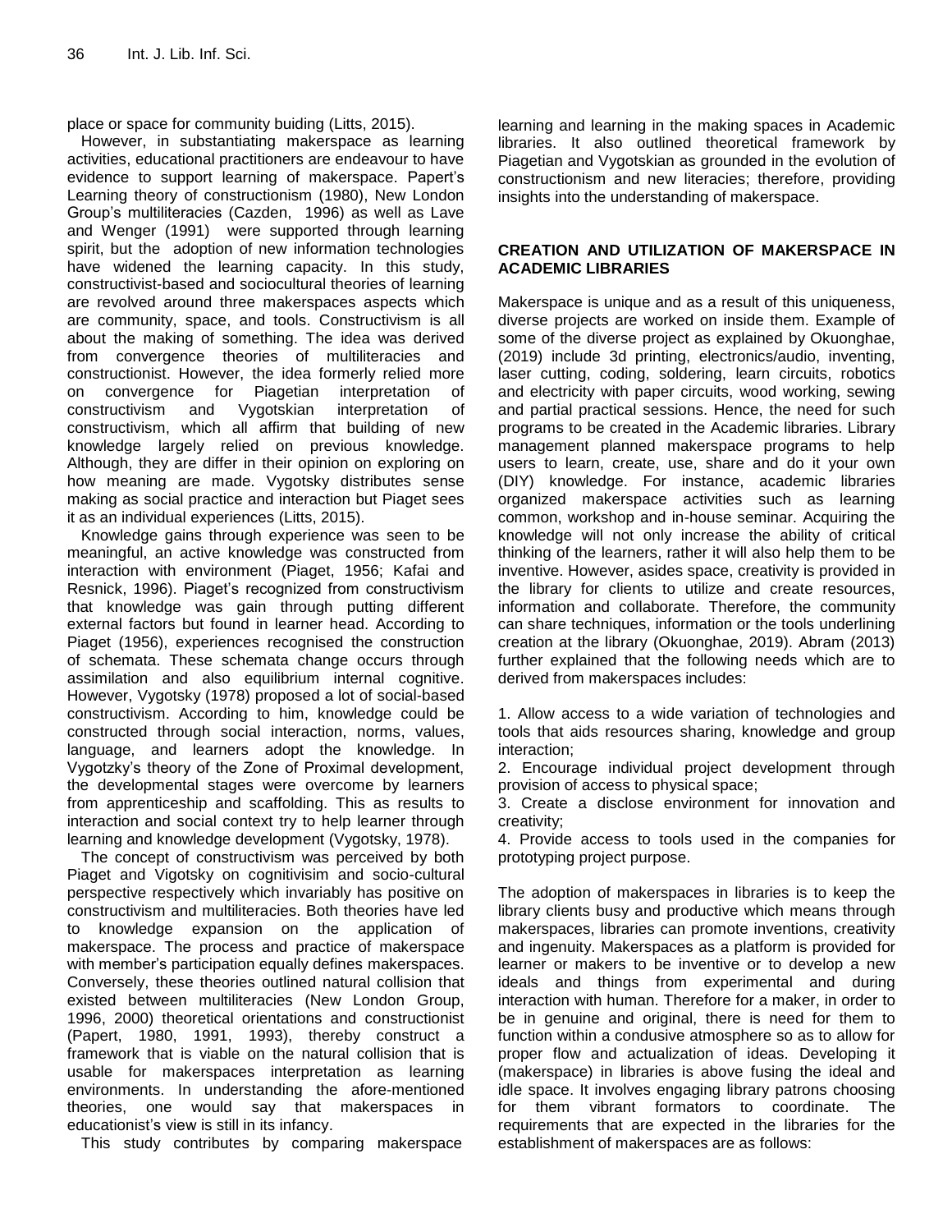place or space for community buiding (Litts, 2015).

However, in substantiating makerspace as learning activities, educational practitioners are endeavour to have evidence to support learning of makerspace. Papert's Learning theory of constructionism (1980), New London Group's multiliteracies (Cazden, 1996) as well as Lave and Wenger (1991) were supported through learning spirit, but the adoption of new information technologies have widened the learning capacity. In this study, constructivist-based and sociocultural theories of learning are revolved around three makerspaces aspects which are community, space, and tools. Constructivism is all about the making of something. The idea was derived from convergence theories of multiliteracies and constructionist. However, the idea formerly relied more on convergence for Piagetian interpretation of constructivism and Vygotskian interpretation of constructivism, which all affirm that building of new knowledge largely relied on previous knowledge. Although, they are differ in their opinion on exploring on how meaning are made. Vygotsky distributes sense making as social practice and interaction but Piaget sees it as an individual experiences (Litts, 2015).

Knowledge gains through experience was seen to be meaningful, an active knowledge was constructed from interaction with environment (Piaget, 1956; Kafai and Resnick, 1996). Piaget's recognized from constructivism that knowledge was gain through putting different external factors but found in learner head. According to Piaget (1956), experiences recognised the construction of schemata. These schemata change occurs through assimilation and also equilibrium internal cognitive. However, Vygotsky (1978) proposed a lot of social-based constructivism. According to him, knowledge could be constructed through social interaction, norms, values, language, and learners adopt the knowledge. In Vygotzky's theory of the Zone of Proximal development, the developmental stages were overcome by learners from apprenticeship and scaffolding. This as results to interaction and social context try to help learner through learning and knowledge development (Vygotsky, 1978).

The concept of constructivism was perceived by both Piaget and Vigotsky on cognitivisim and socio-cultural perspective respectively which invariably has positive on constructivism and multiliteracies. Both theories have led to knowledge expansion on the application of makerspace. The process and practice of makerspace with member's participation equally defines makerspaces. Conversely, these theories outlined natural collision that existed between multiliteracies (New London Group, 1996, 2000) theoretical orientations and constructionist (Papert, 1980, 1991, 1993), thereby construct a framework that is viable on the natural collision that is usable for makerspaces interpretation as learning environments. In understanding the afore-mentioned theories, one would say that makerspaces in educationist's view is still in its infancy.

This study contributes by comparing makerspace learning and learning in the making spaces in Academic libraries. It also outlined theoretical framework by Piagetian and Vygotskian as grounded in the evolution of constructionism and new literacies; therefore, providing insights into the understanding of makerspace.

## CREATION AND UTILIZATION OF MAKERSPACE IN ACADEMIC LIBRARIES

Makerspace is unique and as a result of this uniqueness, diverse projects are worked on inside them. Example of some of the diverse project as explained by Okuonghae, (2019) include 3d printing, electronics/audio, inventing, laser cutting, coding, soldering, learn circuits, robotics and electricity with paper circuits, wood working, sewing and partial practical sessions. Hence, the need for such programs to be created in the Academic libraries. Library management planned makerspace programs to help users to learn, create, use, share and do it your own (DIY) knowledge. For instance, academic libraries organized makerspace activities such as learning common, workshop and in-house seminar. Acquiring the knowledge will not only increase the ability of critical thinking of the learners, rather it will also help them to be inventive. However, asides space, creativity is provided in the library for clients to utilize and create resources, information and collaborate. Therefore, the community can share techniques, information or the tools underlining creation at the library (Okuonghae, 2019). Abram (2013) further explained that the following needs which are to derived from makerspaces includes:

1. Allow access to a wide variation of technologies and tools that aids resources sharing, knowledge and group interaction;
2. Encourage individual project development through provision of access to physical space;
3. Create a disclose environment for innovation and creativity;
4. Provide access to tools used in the companies for prototyping project purpose.

The adoption of makerspaces in libraries is to keep the library clients busy and productive which means through makerspaces, libraries can promote inventions, creativity and ingenuity. Makerspaces as a platform is provided for learner or makers to be inventive or to develop a new ideals and things from experimental and during interaction with human. Therefore for a maker, in order to be in genuine and original, there is need for them to function within a condusive atmosphere so as to allow for proper flow and actualization of ideas. Developing it (makerspace) in libraries is above fusing the ideal and idle space. It involves engaging library patrons choosing for them vibrant formators to coordinate. The requirements that are expected in the libraries for the establishment of makerspaces are as follows: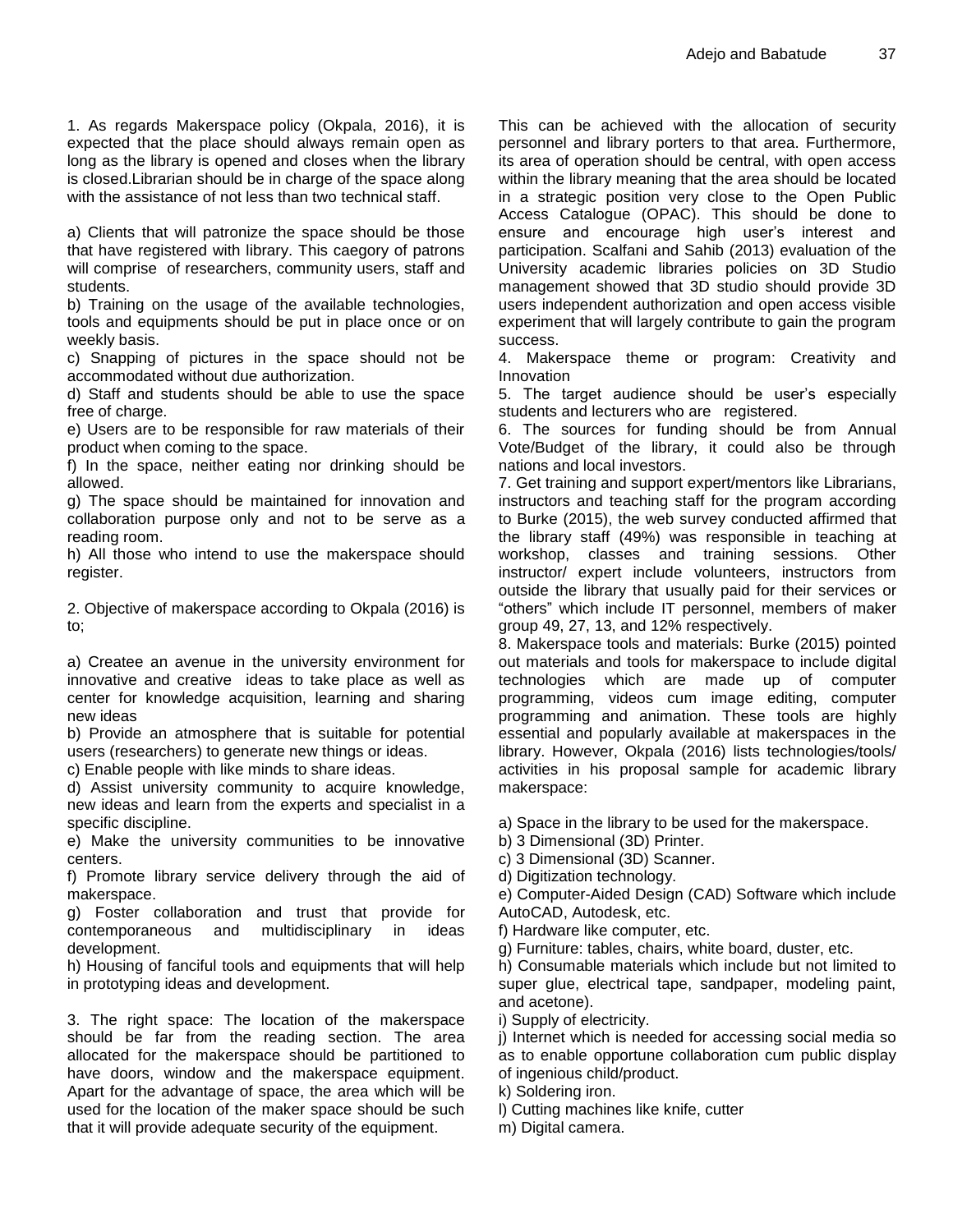1. As regards Makerspace policy (Okpala, 2016), it is expected that the place should always remain open as long as the library is opened and closes when the library is closed.Librarian should be in charge of the space along with the assistance of not less than two technical staff.

a) Clients that will patronize the space should be those that have registered with library. This caegory of patrons will comprise of researchers, community users, staff and students.
b) Training on the usage of the available technologies, tools and equipments should be put in place once or on weekly basis.
c) Snapping of pictures in the space should not be accommodated without due authorization.
d) Staff and students should be able to use the space free of charge.
e) Users are to be responsible for raw materials of their product when coming to the space.
f) In the space, neither eating nor drinking should be allowed.
g) The space should be maintained for innovation and collaboration purpose only and not to be serve as a reading room.
h) All those who intend to use the makerspace should register.

2. Objective of makerspace according to Okpala (2016) is to;

a) Createe an avenue in the university environment for innovative and creative ideas to take place as well as center for knowledge acquisition, learning and sharing new ideas
b) Provide an atmosphere that is suitable for potential users (researchers) to generate new things or ideas.
c) Enable people with like minds to share ideas.
d) Assist university community to acquire knowledge, new ideas and learn from the experts and specialist in a specific discipline.
e) Make the university communities to be innovative centers.
f) Promote library service delivery through the aid of makerspace.
g) Foster collaboration and trust that provide for contemporaneous and multidisciplinary in ideas development.
h) Housing of fanciful tools and equipments that will help in prototyping ideas and development.

3. The right space: The location of the makerspace should be far from the reading section. The area allocated for the makerspace should be partitioned to have doors, window and the makerspace equipment. Apart for the advantage of space, the area which will be used for the location of the maker space should be such that it will provide adequate security of the equipment. This can be achieved with the allocation of security personnel and library porters to that area. Furthermore, its area of operation should be central, with open access within the library meaning that the area should be located in a strategic position very close to the Open Public Access Catalogue (OPAC). This should be done to ensure and encourage high user's interest and participation. Scalfani and Sahib (2013) evaluation of the University academic libraries policies on 3D Studio management showed that 3D studio should provide 3D users independent authorization and open access visible experiment that will largely contribute to gain the program success.
4. Makerspace theme or program: Creativity and Innovation
5. The target audience should be user's especially students and lecturers who are registered.
6. The sources for funding should be from Annual Vote/Budget of the library, it could also be through nations and local investors.
7. Get training and support expert/mentors like Librarians, instructors and teaching staff for the program according to Burke (2015), the web survey conducted affirmed that the library staff (49%) was responsible in teaching at workshop, classes and training sessions. Other instructor/ expert include volunteers, instructors from outside the library that usually paid for their services or "others" which include IT personnel, members of maker group 49, 27, 13, and 12% respectively.
8. Makerspace tools and materials: Burke (2015) pointed out materials and tools for makerspace to include digital technologies which are made up of computer programming, videos cum image editing, computer programming and animation. These tools are highly essential and popularly available at makerspaces in the library. However, Okpala (2016) lists technologies/tools/ activities in his proposal sample for academic library makerspace:

a) Space in the library to be used for the makerspace.
b) 3 Dimensional (3D) Printer.
c) 3 Dimensional (3D) Scanner.
d) Digitization technology.
e) Computer-Aided Design (CAD) Software which include AutoCAD, Autodesk, etc.
f) Hardware like computer, etc.
g) Furniture: tables, chairs, white board, duster, etc.
h) Consumable materials which include but not limited to super glue, electrical tape, sandpaper, modeling paint, and acetone).
i) Supply of electricity.
j) Internet which is needed for accessing social media so as to enable opportune collaboration cum public display of ingenious child/product.
k) Soldering iron.
l) Cutting machines like knife, cutter
m) Digital camera.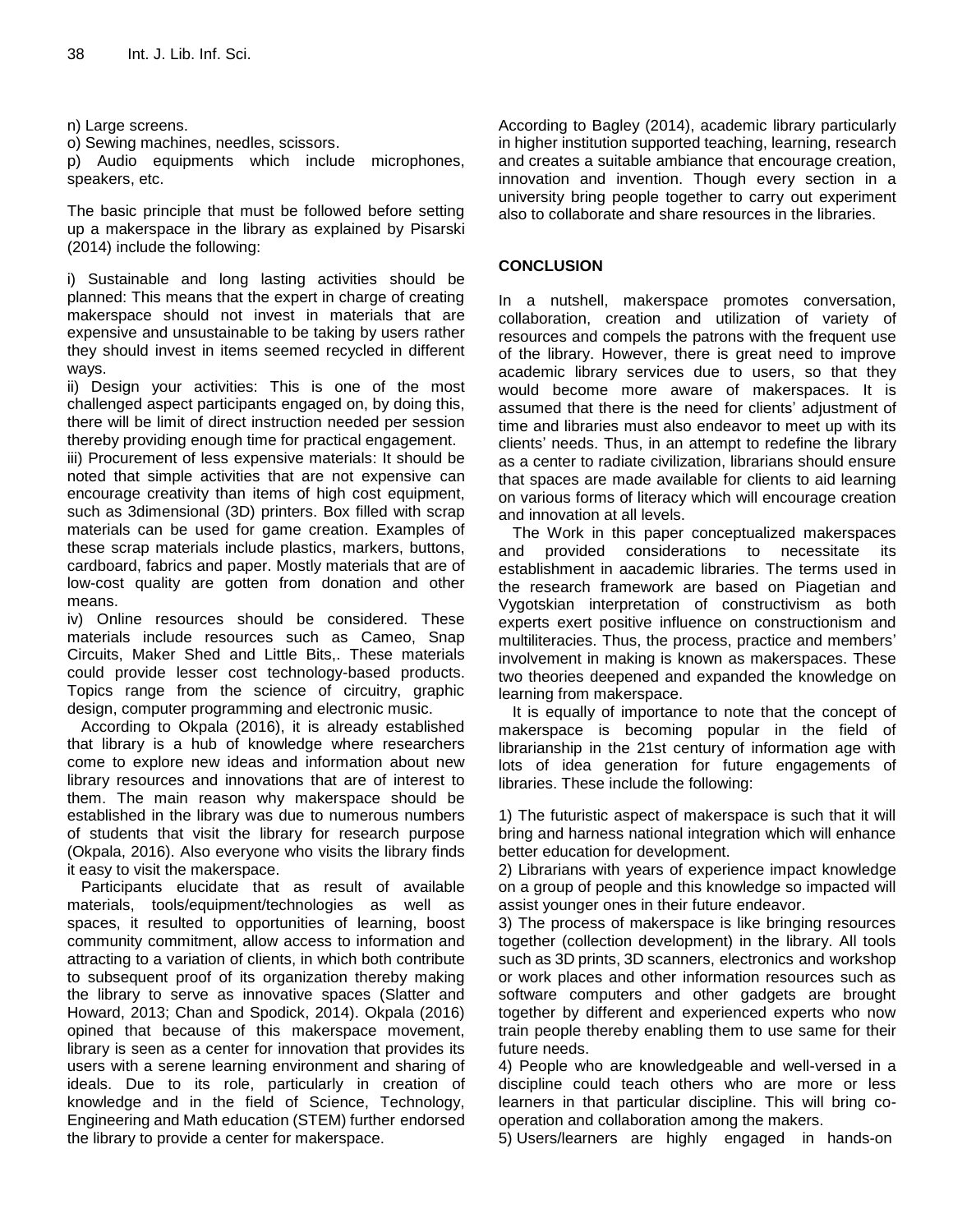n) Large screens.

o) Sewing machines, needles, scissors.

p) Audio equipments which include microphones, speakers, etc.

The basic principle that must be followed before setting up a makerspace in the library as explained by Pisarski (2014) include the following:

i) Sustainable and long lasting activities should be planned: This means that the expert in charge of creating makerspace should not invest in materials that are expensive and unsustainable to be taking by users rather they should invest in items seemed recycled in different ways.

ii) Design your activities: This is one of the most challenged aspect participants engaged on, by doing this, there will be limit of direct instruction needed per session thereby providing enough time for practical engagement.

iii) Procurement of less expensive materials: It should be noted that simple activities that are not expensive can encourage creativity than items of high cost equipment, such as 3dimensional (3D) printers. Box filled with scrap materials can be used for game creation. Examples of these scrap materials include plastics, markers, buttons, cardboard, fabrics and paper. Mostly materials that are of low-cost quality are gotten from donation and other means.

iv) Online resources should be considered. These materials include resources such as Cameo, Snap Circuits, Maker Shed and Little Bits,. These materials could provide lesser cost technology-based products. Topics range from the science of circuitry, graphic design, computer programming and electronic music.

According to Okpala (2016), it is already established that library is a hub of knowledge where researchers come to explore new ideas and information about new library resources and innovations that are of interest to them. The main reason why makerspace should be established in the library was due to numerous numbers of students that visit the library for research purpose (Okpala, 2016). Also everyone who visits the library finds it easy to visit the makerspace.

Participants elucidate that as result of available materials, tools/equipment/technologies as well as spaces, it resulted to opportunities of learning, boost community commitment, allow access to information and attracting to a variation of clients, in which both contribute to subsequent proof of its organization thereby making the library to serve as innovative spaces (Slatter and Howard, 2013; Chan and Spodick, 2014). Okpala (2016) opined that because of this makerspace movement, library is seen as a center for innovation that provides its users with a serene learning environment and sharing of ideals. Due to its role, particularly in creation of knowledge and in the field of Science, Technology, Engineering and Math education (STEM) further endorsed the library to provide a center for makerspace.

According to Bagley (2014), academic library particularly in higher institution supported teaching, learning, research and creates a suitable ambiance that encourage creation, innovation and invention. Though every section in a university bring people together to carry out experiment also to collaborate and share resources in the libraries.

## CONCLUSION

In a nutshell, makerspace promotes conversation, collaboration, creation and utilization of variety of resources and compels the patrons with the frequent use of the library. However, there is great need to improve academic library services due to users, so that they would become more aware of makerspaces. It is assumed that there is the need for clients' adjustment of time and libraries must also endeavor to meet up with its clients' needs. Thus, in an attempt to redefine the library as a center to radiate civilization, librarians should ensure that spaces are made available for clients to aid learning on various forms of literacy which will encourage creation and innovation at all levels.

The Work in this paper conceptualized makerspaces and provided considerations to necessitate its establishment in aacademic libraries. The terms used in the research framework are based on Piagetian and Vygotskian interpretation of constructivism as both experts exert positive influence on constructionism and multiliteracies. Thus, the process, practice and members' involvement in making is known as makerspaces. These two theories deepened and expanded the knowledge on learning from makerspace.

It is equally of importance to note that the concept of makerspace is becoming popular in the field of librarianship in the 21st century of information age with lots of idea generation for future engagements of libraries. These include the following:

1) The futuristic aspect of makerspace is such that it will bring and harness national integration which will enhance better education for development.

2) Librarians with years of experience impact knowledge on a group of people and this knowledge so impacted will assist younger ones in their future endeavor.

3) The process of makerspace is like bringing resources together (collection development) in the library. All tools such as 3D prints, 3D scanners, electronics and workshop or work places and other information resources such as software computers and other gadgets are brought together by different and experienced experts who now train people thereby enabling them to use same for their future needs.

4) People who are knowledgeable and well-versed in a discipline could teach others who are more or less learners in that particular discipline. This will bring co-operation and collaboration among the makers.

5) Users/learners are highly engaged in hands-on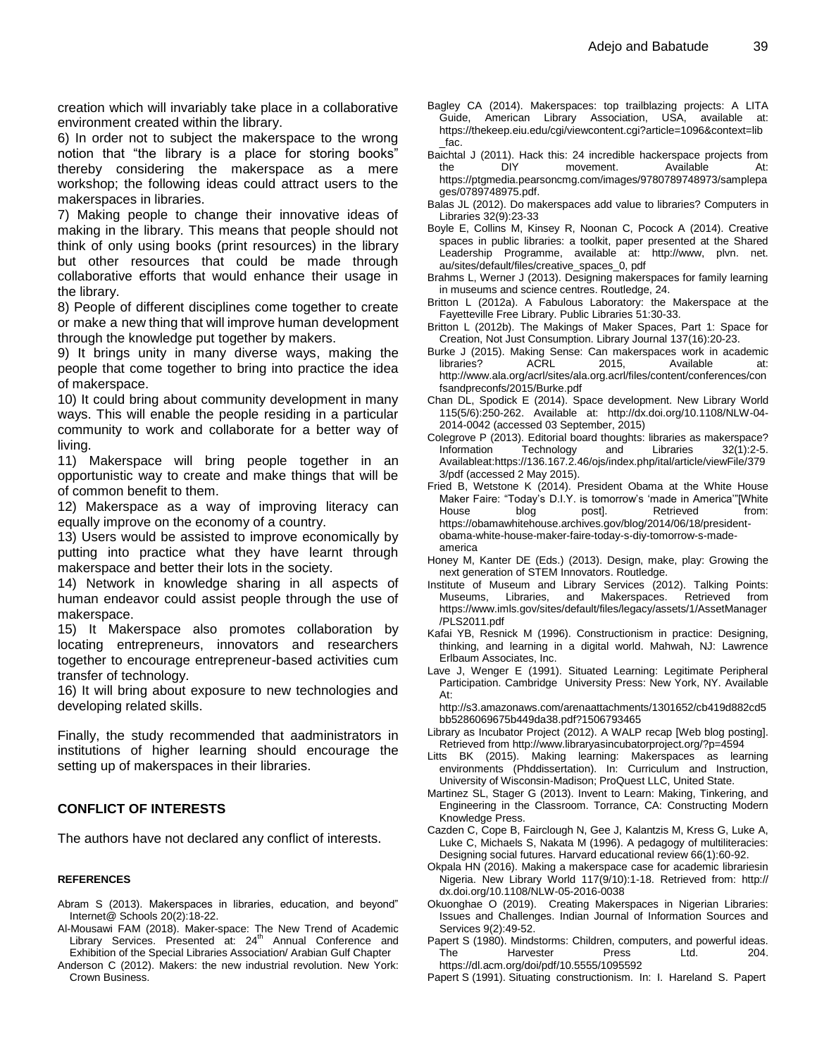creation which will invariably take place in a collaborative environment created within the library.

6) In order not to subject the makerspace to the wrong notion that "the library is a place for storing books" thereby considering the makerspace as a mere workshop; the following ideas could attract users to the makerspaces in libraries.

7) Making people to change their innovative ideas of making in the library. This means that people should not think of only using books (print resources) in the library but other resources that could be made through collaborative efforts that would enhance their usage in the library.

8) People of different disciplines come together to create or make a new thing that will improve human development through the knowledge put together by makers.

9) It brings unity in many diverse ways, making the people that come together to bring into practice the idea of makerspace.

10) It could bring about community development in many ways. This will enable the people residing in a particular community to work and collaborate for a better way of living.

11) Makerspace will bring people together in an opportunistic way to create and make things that will be of common benefit to them.

12) Makerspace as a way of improving literacy can equally improve on the economy of a country.

13) Users would be assisted to improve economically by putting into practice what they have learnt through makerspace and better their lots in the society.

14) Network in knowledge sharing in all aspects of human endeavor could assist people through the use of makerspace.

15) It Makerspace also promotes collaboration by locating entrepreneurs, innovators and researchers together to encourage entrepreneur-based activities cum transfer of technology.

16) It will bring about exposure to new technologies and developing related skills.

Finally, the study recommended that aadministrators in institutions of higher learning should encourage the setting up of makerspaces in their libraries.

## CONFLICT OF INTERESTS

The authors have not declared any conflict of interests.

### REFERENCES

Abram S (2013). Makerspaces in libraries, education, and beyond" Internet@ Schools 20(2):18-22.

Al-Mousawi FAM (2018). Maker-space: The New Trend of Academic Library Services. Presented at: 24th Annual Conference and Exhibition of the Special Libraries Association/ Arabian Gulf Chapter

Anderson C (2012). Makers: the new industrial revolution. New York: Crown Business.

Bagley CA (2014). Makerspaces: top trailblazing projects: A LITA Guide, American Library Association, USA, available at: https://thekeep.eiu.edu/cgi/viewcontent.cgi?article=1096&context=lib_fac.

Baichtal J (2011). Hack this: 24 incredible hackerspace projects from the DIY movement. Available At: https://ptgmedia.pearsoncmg.com/images/9780789748973/samplepages/0789748975.pdf.

Balas JL (2012). Do makerspaces add value to libraries? Computers in Libraries 32(9):23-33

Boyle E, Collins M, Kinsey R, Noonan C, Pocock A (2014). Creative spaces in public libraries: a toolkit, paper presented at the Shared Leadership Programme, available at: http://www, plvn. net. au/sites/default/files/creative_spaces_0, pdf

Brahms L, Werner J (2013). Designing makerspaces for family learning in museums and science centres. Routledge, 24.

Britton L (2012a). A Fabulous Laboratory: the Makerspace at the Fayetteville Free Library. Public Libraries 51:30-33.

Britton L (2012b). The Makings of Maker Spaces, Part 1: Space for Creation, Not Just Consumption. Library Journal 137(16):20-23.

Burke J (2015). Making Sense: Can makerspaces work in academic libraries? ACRL 2015, Available at: http://www.ala.org/acrl/sites/ala.org.acrl/files/content/conferences/confsandpreconfs/2015/Burke.pdf

Chan DL, Spodick E (2014). Space development. New Library World 115(5/6):250-262. Available at: http://dx.doi.org/10.1108/NLW-04-2014-0042 (accessed 03 September, 2015)

Colegrove P (2013). Editorial board thoughts: libraries as makerspace? Information Technology and Libraries 32(1):2-5. Availableat:https://136.167.2.46/ojs/index.php/ital/article/viewFile/3793/pdf (accessed 2 May 2015).

Fried B, Wetstone K (2014). President Obama at the White House Maker Faire: "Today's D.I.Y. is tomorrow's 'made in America'"[White House blog post]. Retrieved from: https://obamawhitehouse.archives.gov/blog/2014/06/18/president-obama-white-house-maker-faire-today-s-diy-tomorrow-s-made-america

Honey M, Kanter DE (Eds.) (2013). Design, make, play: Growing the next generation of STEM Innovators. Routledge.

Institute of Museum and Library Services (2012). Talking Points: Museums, Libraries, and Makerspaces. Retrieved from https://www.imls.gov/sites/default/files/legacy/assets/1/AssetManager/PLS2011.pdf

Kafai YB, Resnick M (1996). Constructionism in practice: Designing, thinking, and learning in a digital world. Mahwah, NJ: Lawrence Erlbaum Associates, Inc.

Lave J, Wenger E (1991). Situated Learning: Legitimate Peripheral Participation. Cambridge University Press: New York, NY. Available At: http://s3.amazonaws.com/arenaattachments/1301652/cb419d882cd5bb5286069675b449da38.pdf?1506793465

Library as Incubator Project (2012). A WALP recap [Web blog posting]. Retrieved from http://www.libraryasincubatorproject.org/?p=4594

Litts BK (2015). Making learning: Makerspaces as learning environments (Phddissertation). In: Curriculum and Instruction, University of Wisconsin-Madison; ProQuest LLC, United State.

Martinez SL, Stager G (2013). Invent to Learn: Making, Tinkering, and Engineering in the Classroom. Torrance, CA: Constructing Modern Knowledge Press.

Cazden C, Cope B, Fairclough N, Gee J, Kalantzis M, Kress G, Luke A, Luke C, Michaels S, Nakata M (1996). A pedagogy of multiliteracies: Designing social futures. Harvard educational review 66(1):60-92.

Okpala HN (2016). Making a makerspace case for academic librariesin Nigeria. New Library World 117(9/10):1-18. Retrieved from: http:// dx.doi.org/10.1108/NLW-05-2016-0038

Okuonghae O (2019). Creating Makerspaces in Nigerian Libraries: Issues and Challenges. Indian Journal of Information Sources and Services 9(2):49-52.

Papert S (1980). Mindstorms: Children, computers, and powerful ideas. The Harvester Press Ltd. 204. https://dl.acm.org/doi/pdf/10.5555/1095592

Papert S (1991). Situating constructionism. In: I. Hareland S. Papert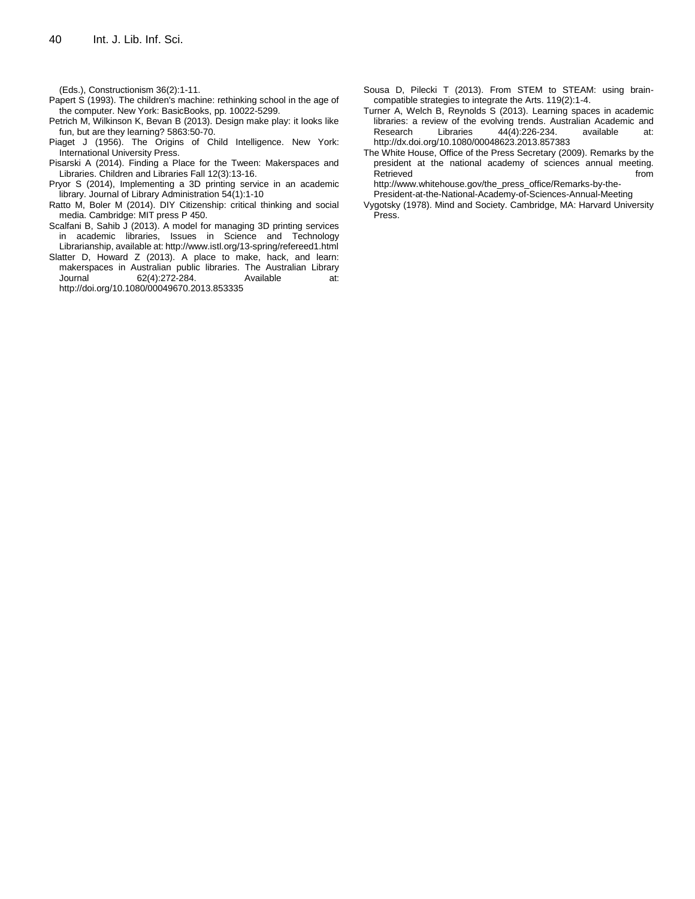(Eds.), Constructionism 36(2):1-11.

Papert S (1993). The children's machine: rethinking school in the age of the computer. New York: BasicBooks, pp. 10022-5299.

Petrich M, Wilkinson K, Bevan B (2013). Design make play: it looks like fun, but are they learning? 5863:50-70.

Piaget J (1956). The Origins of Child Intelligence. New York: International University Press.

Pisarski A (2014). Finding a Place for the Tween: Makerspaces and Libraries. Children and Libraries Fall 12(3):13-16.

Pryor S (2014), Implementing a 3D printing service in an academic library. Journal of Library Administration 54(1):1-10

Ratto M, Boler M (2014). DIY Citizenship: critical thinking and social media. Cambridge: MIT press P 450.

Scalfani B, Sahib J (2013). A model for managing 3D printing services in academic libraries, Issues in Science and Technology Librarianship, available at: http://www.istl.org/13-spring/refereed1.html

Slatter D, Howard Z (2013). A place to make, hack, and learn: makerspaces in Australian public libraries. The Australian Library Journal 62(4):272-284. Available at: http://doi.org/10.1080/00049670.2013.853335

Sousa D, Pilecki T (2013). From STEM to STEAM: using brain-compatible strategies to integrate the Arts. 119(2):1-4.

Turner A, Welch B, Reynolds S (2013). Learning spaces in academic libraries: a review of the evolving trends. Australian Academic and Research Libraries 44(4):226-234. available at: http://dx.doi.org/10.1080/00048623.2013.857383

The White House, Office of the Press Secretary (2009). Remarks by the president at the national academy of sciences annual meeting. Retrieved from http://www.whitehouse.gov/the_press_office/Remarks-by-the-President-at-the-National-Academy-of-Sciences-Annual-Meeting

Vygotsky (1978). Mind and Society. Cambridge, MA: Harvard University Press.